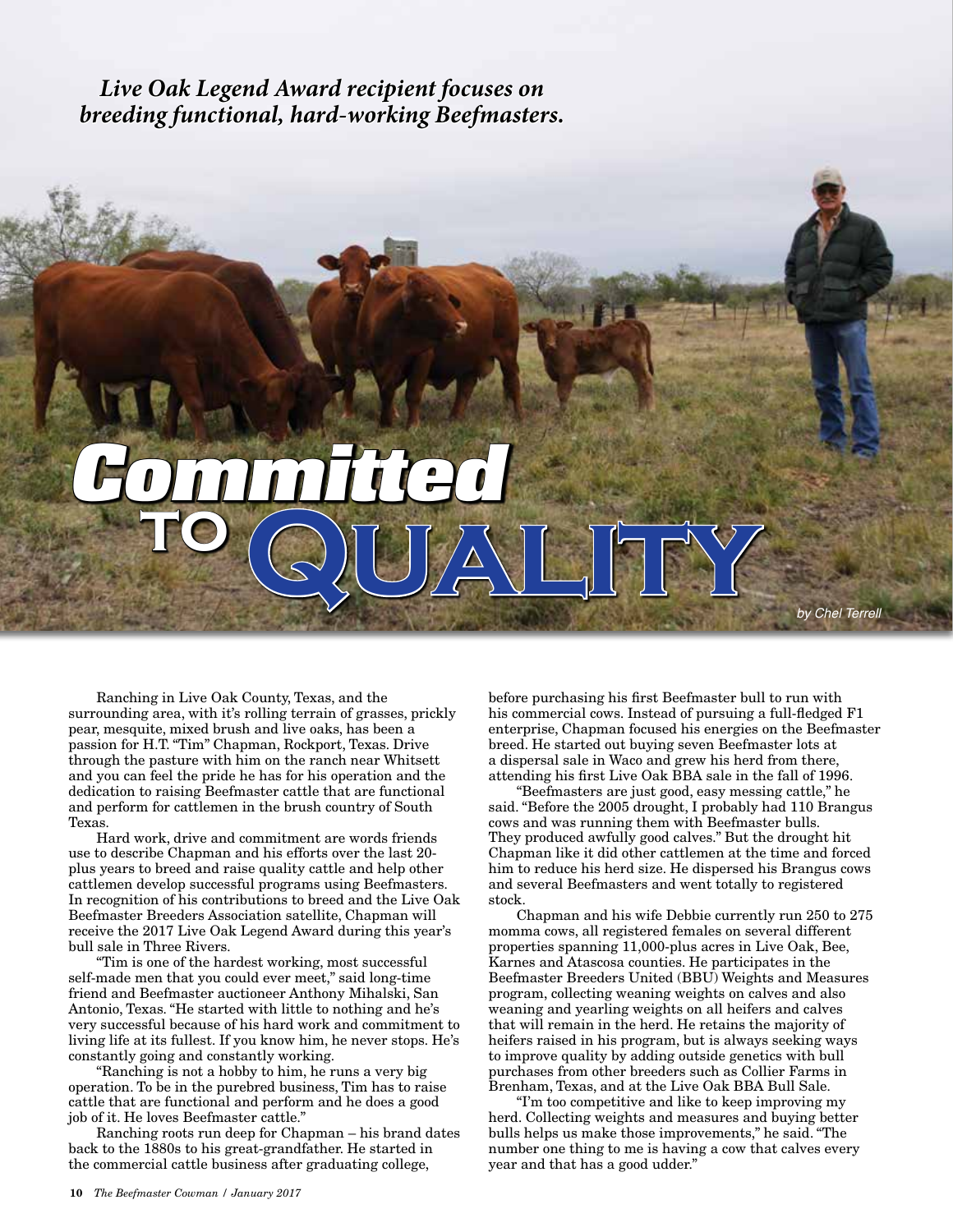*Live Oak Legend Award recipient focuses on breeding functional, hard-working Beefmasters.*

# Committed to Quality

*by Chel Terrell*

Ranching in Live Oak County, Texas, and the surrounding area, with it's rolling terrain of grasses, prickly pear, mesquite, mixed brush and live oaks, has been a passion for H.T. "Tim" Chapman, Rockport, Texas. Drive through the pasture with him on the ranch near Whitsett and you can feel the pride he has for his operation and the dedication to raising Beefmaster cattle that are functional and perform for cattlemen in the brush country of South Texas.

Hard work, drive and commitment are words friends use to describe Chapman and his efforts over the last 20-plus years to breed and raise quality cattle and help other cattlemen develop successful programs using Beefmasters. In recognition of his contributions to breed and the Live Oak Beefmaster Breeders Association satellite, Chapman will receive the 2017 Live Oak Legend Award during this year's bull sale in Three Rivers.

"Tim is one of the hardest working, most successful self-made men that you could ever meet," said long-time friend and Beefmaster auctioneer Anthony Mihalski, San Antonio, Texas. "He started with little to nothing and he's very successful because of his hard work and commitment to living life at its fullest. If you know him, he never stops. He's constantly going and constantly working.

"Ranching is not a hobby to him, he runs a very big operation. To be in the purebred business, Tim has to raise cattle that are functional and perform and he does a good job of it. He loves Beefmaster cattle."

Ranching roots run deep for Chapman – his brand dates back to the 1880s to his great-grandfather. He started in the commercial cattle business after graduating college, before purchasing his first Beefmaster bull to run with his commercial cows. Instead of pursuing a full-fledged F1 enterprise, Chapman focused his energies on the Beefmaster breed. He started out buying seven Beefmaster lots at a dispersal sale in Waco and grew his herd from there, attending his first Live Oak BBA sale in the fall of 1996.

"Beefmasters are just good, easy messing cattle," he said. "Before the 2005 drought, I probably had 110 Brangus cows and was running them with Beefmaster bulls. They produced awfully good calves." But the drought hit Chapman like it did other cattlemen at the time and forced him to reduce his herd size. He dispersed his Brangus cows and several Beefmasters and went totally to registered stock.

Chapman and his wife Debbie currently run 250 to 275 momma cows, all registered females on several different properties spanning 11,000-plus acres in Live Oak, Bee, Karnes and Atascosa counties. He participates in the Beefmaster Breeders United (BBU) Weights and Measures program, collecting weaning weights on calves and also weaning and yearling weights on all heifers and calves that will remain in the herd. He retains the majority of heifers raised in his program, but is always seeking ways to improve quality by adding outside genetics with bull purchases from other breeders such as Collier Farms in Brenham, Texas, and at the Live Oak BBA Bull Sale.

"I'm too competitive and like to keep improving my herd. Collecting weights and measures and buying better bulls helps us make those improvements," he said. "The number one thing to me is having a cow that calves every year and that has a good udder."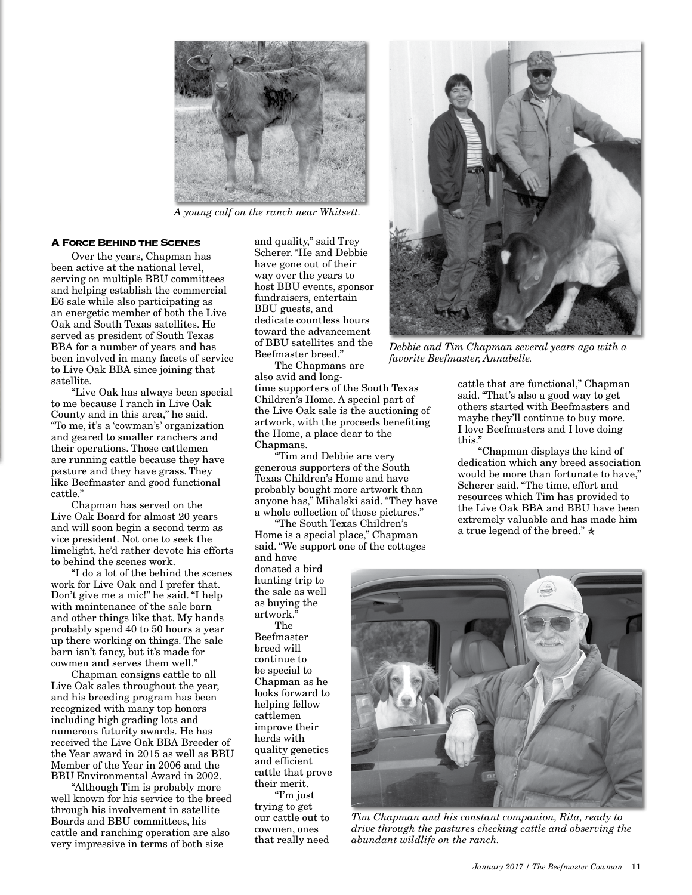A young calf on the ranch near Whitsett.

Debbie and Tim Chapman several years ago with a favorite Beefmaster, Annabelle.

### A Force Behind the Scenes

Over the years, Chapman has been active at the national level, serving on multiple BBU committees and helping establish the commercial E6 sale while also participating as an energetic member of both the Live Oak and South Texas satellites. He served as president of South Texas BBA for a number of years and has been involved in many facets of service to Live Oak BBA since joining that satellite.

"Live Oak has always been special to me because I ranch in Live Oak County and in this area," he said. "To me, it's a 'cowman's' organization and geared to smaller ranchers and their operations. Those cattlemen are running cattle because they have pasture and they have grass. They like Beefmaster and good functional cattle."

Chapman has served on the Live Oak Board for almost 20 years and will soon begin a second term as vice president. Not one to seek the limelight, he'd rather devote his efforts to behind the scenes work.

"I do a lot of the behind the scenes work for Live Oak and I prefer that. Don't give me a mic!" he said. "I help with maintenance of the sale barn and other things like that. My hands probably spend 40 to 50 hours a year up there working on things. The sale barn isn't fancy, but it's made for cowmen and serves them well."

Chapman consigns cattle to all Live Oak sales throughout the year, and his breeding program has been recognized with many top honors including high grading lots and numerous futurity awards. He has received the Live Oak BBA Breeder of the Year award in 2015 as well as BBU Member of the Year in 2006 and the BBU Environmental Award in 2002.

"Although Tim is probably more well known for his service to the breed through his involvement in satellite Boards and BBU committees, his cattle and ranching operation are also very impressive in terms of both size and quality," said Trey Scherer. "He and Debbie have gone out of their way over the years to host BBU events, sponsor fundraisers, entertain BBU guests, and dedicate countless hours toward the advancement of BBU satellites and the Beefmaster breed."

The Chapmans are also avid and long-time supporters of the South Texas Children's Home. A special part of the Live Oak sale is the auctioning of artwork, with the proceeds benefiting the Home, a place dear to the Chapmans.

"Tim and Debbie are very generous supporters of the South Texas Children's Home and have probably bought more artwork than anyone has," Mihalski said. "They have a whole collection of those pictures."

"The South Texas Children's Home is a special place," Chapman said. "We support one of the cottages and have donated a bird hunting trip to the sale as well as buying the artwork."

The Beefmaster breed will continue to be special to Chapman as he looks forward to helping fellow cattlemen improve their herds with quality genetics and efficient cattle that prove their merit.

"I'm just trying to get our cattle out to cowmen, ones that really need cattle that are functional," Chapman said. "That's also a good way to get others started with Beefmasters and maybe they'll continue to buy more. I love Beefmasters and I love doing this."

"Chapman displays the kind of dedication which any breed association would be more than fortunate to have," Scherer said. "The time, effort and resources which Tim has provided to the Live Oak BBA and BBU have been extremely valuable and has made him a true legend of the breed." ✯

Tim Chapman and his constant companion, Rita, ready to drive through the pastures checking cattle and observing the abundant wildlife on the ranch.